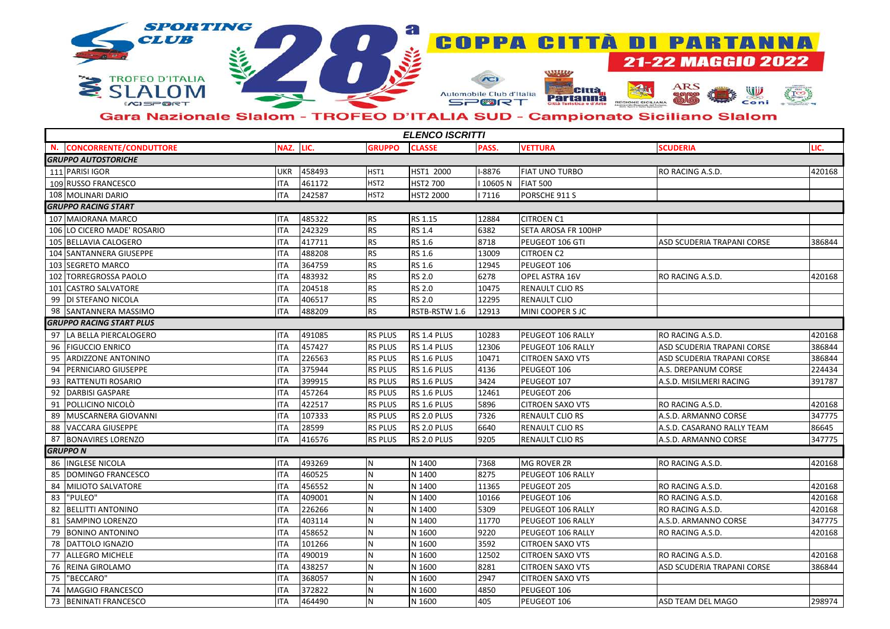# 28a COPPA CITTÀ DI PARTANNA

## 21-22 MAGGIO 2022

### Gara Nazionale Slalom - TROFEO D'ITALIA SUD - Campionato Siciliano Slalom

**ELENCO ISCRITTI**

| N. | CONCORRENTE/CONDUTTORE | NAZ. | LIC. | GRUPPO | CLASSE | PASS. | VETTURA | SCUDERIA | LIC. |
|---|---|---|---|---|---|---|---|---|---|
| ***GRUPPO AUTOSTORICHE*** | | | | | | | | | |
| 111 | PARISI IGOR | UKR | 458493 | HST1 | HST1 2000 | I-8876 | FIAT UNO TURBO | RO RACING A.S.D. | 420168 |
| 109 | RUSSO FRANCESCO | ITA | 461172 | HST2 | HST2 700 | I 10605 N | FIAT 500 | | |
| 108 | MOLINARI DARIO | ITA | 242587 | HST2 | HST2 2000 | I 7116 | PORSCHE 911 S | | |
| ***GRUPPO RACING START*** | | | | | | | | | |
| 107 | MAIORANA MARCO | ITA | 485322 | RS | RS 1.15 | 12884 | CITROEN C1 | | |
| 106 | LO CICERO MADE' ROSARIO | ITA | 242329 | RS | RS 1.4 | 6382 | SETA AROSA FR 100HP | | |
| 105 | BELLAVIA CALOGERO | ITA | 417711 | RS | RS 1.6 | 8718 | PEUGEOT 106 GTI | ASD SCUDERIA TRAPANI CORSE | 386844 |
| 104 | SANTANNERA GIUSEPPE | ITA | 488208 | RS | RS 1.6 | 13009 | CITROEN C2 | | |
| 103 | SEGRETO MARCO | ITA | 364759 | RS | RS 1.6 | 12945 | PEUGEOT 106 | | |
| 102 | TORREGROSSA PAOLO | ITA | 483932 | RS | RS 2.0 | 6278 | OPEL ASTRA 16V | RO RACING A.S.D. | 420168 |
| 101 | CASTRO SALVATORE | ITA | 204518 | RS | RS 2.0 | 10475 | RENAULT CLIO RS | | |
| 99 | DI STEFANO NICOLA | ITA | 406517 | RS | RS 2.0 | 12295 | RENAULT CLIO | | |
| 98 | SANTANNERA MASSIMO | ITA | 488209 | RS | RSTB-RSTW 1.6 | 12913 | MINI COOPER S JC | | |
| ***GRUPPO RACING START PLUS*** | | | | | | | | | |
| 97 | LA BELLA PIERCALOGERO | ITA | 491085 | RS PLUS | RS 1.4 PLUS | 10283 | PEUGEOT 106 RALLY | RO RACING A.S.D. | 420168 |
| 96 | FIGUCCIO ENRICO | ITA | 457427 | RS PLUS | RS 1.4 PLUS | 12306 | PEUGEOT 106 RALLY | ASD SCUDERIA TRAPANI CORSE | 386844 |
| 95 | ARDIZZONE ANTONINO | ITA | 226563 | RS PLUS | RS 1.6 PLUS | 10471 | CITROEN SAXO VTS | ASD SCUDERIA TRAPANI CORSE | 386844 |
| 94 | PERNICIARO GIUSEPPE | ITA | 375944 | RS PLUS | RS 1.6 PLUS | 4136 | PEUGEOT 106 | A.S. DREPANUM CORSE | 224434 |
| 93 | RATTENUTI ROSARIO | ITA | 399915 | RS PLUS | RS 1.6 PLUS | 3424 | PEUGEOT 107 | A.S.D. MISILMERI RACING | 391787 |
| 92 | DARBISI GASPARE | ITA | 457264 | RS PLUS | RS 1.6 PLUS | 12461 | PEUGEOT 206 | | |
| 91 | POLLICINO NICOLÒ | ITA | 422517 | RS PLUS | RS 1.6 PLUS | 5896 | CITROEN SAXO VTS | RO RACING A.S.D. | 420168 |
| 89 | MUSCARNERA GIOVANNI | ITA | 107333 | RS PLUS | RS 2.0 PLUS | 7326 | RENAULT CLIO RS | A.S.D. ARMANNO CORSE | 347775 |
| 88 | VACCARA GIUSEPPE | ITA | 28599 | RS PLUS | RS 2.0 PLUS | 6640 | RENAULT CLIO RS | A.S.D. CASARANO RALLY TEAM | 86645 |
| 87 | BONAVIRES LORENZO | ITA | 416576 | RS PLUS | RS 2.0 PLUS | 9205 | RENAULT CLIO RS | A.S.D. ARMANNO CORSE | 347775 |
| ***GRUPPO N*** | | | | | | | | | |
| 86 | INGLESE NICOLA | ITA | 493269 | N | N 1400 | 7368 | MG ROVER ZR | RO RACING A.S.D. | 420168 |
| 85 | DOMINGO FRANCESCO | ITA | 460525 | N | N 1400 | 8275 | PEUGEOT 106 RALLY | | |
| 84 | MILIOTO SALVATORE | ITA | 456552 | N | N 1400 | 11365 | PEUGEOT 205 | RO RACING A.S.D. | 420168 |
| 83 | "PULEO" | ITA | 409001 | N | N 1400 | 10166 | PEUGEOT 106 | RO RACING A.S.D. | 420168 |
| 82 | BELLITTI ANTONINO | ITA | 226266 | N | N 1400 | 5309 | PEUGEOT 106 RALLY | RO RACING A.S.D. | 420168 |
| 81 | SAMPINO LORENZO | ITA | 403114 | N | N 1400 | 11770 | PEUGEOT 106 RALLY | A.S.D. ARMANNO CORSE | 347775 |
| 79 | BONINO ANTONINO | ITA | 458652 | N | N 1600 | 9220 | PEUGEOT 106 RALLY | RO RACING A.S.D. | 420168 |
| 78 | DATTOLO IGNAZIO | ITA | 101266 | N | N 1600 | 3592 | CITROEN SAXO VTS | | |
| 77 | ALLEGRO MICHELE | ITA | 490019 | N | N 1600 | 12502 | CITROEN SAXO VTS | RO RACING A.S.D. | 420168 |
| 76 | REINA GIROLAMO | ITA | 438257 | N | N 1600 | 8281 | CITROEN SAXO VTS | ASD SCUDERIA TRAPANI CORSE | 386844 |
| 75 | "BECCARO" | ITA | 368057 | N | N 1600 | 2947 | CITROEN SAXO VTS | | |
| 74 | MAGGIO FRANCESCO | ITA | 372822 | N | N 1600 | 4850 | PEUGEOT 106 | | |
| 73 | BENINATI FRANCESCO | ITA | 464490 | N | N 1600 | 405 | PEUGEOT 106 | ASD TEAM DEL MAGO | 298974 |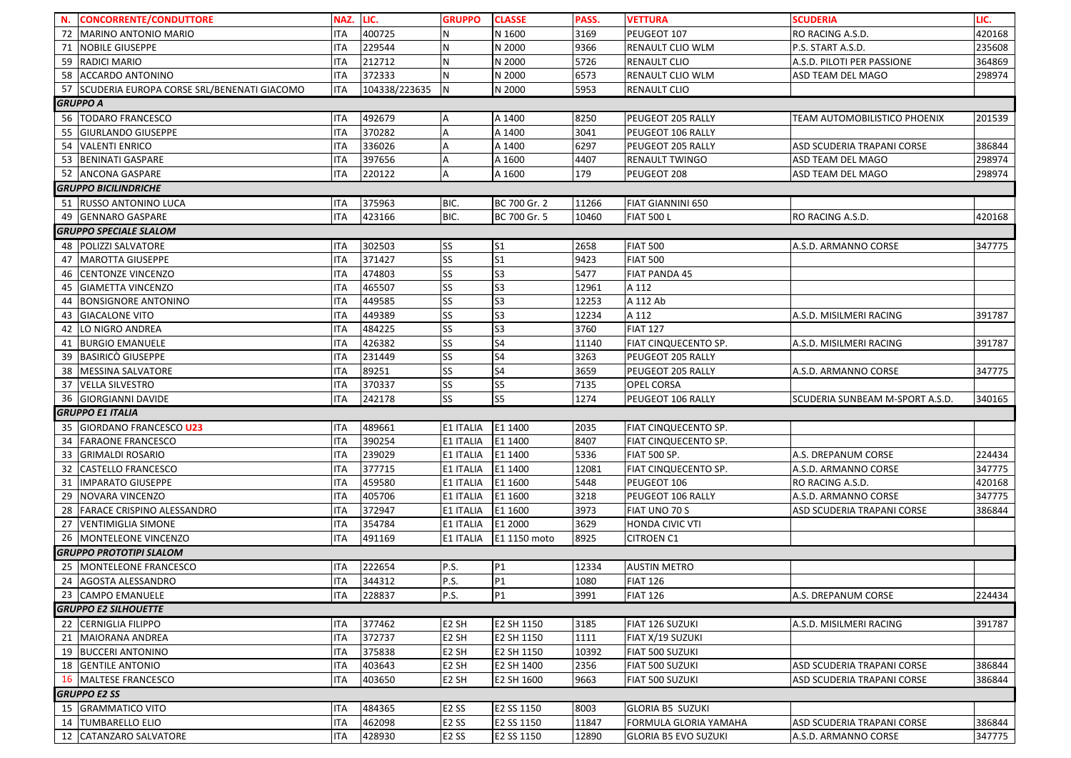| N. | CONCORRENTE/CONDUTTORE | NAZ. | LIC. | GRUPPO | CLASSE | PASS. | VETTURA | SCUDERIA | LIC. |
|---|---|---|---|---|---|---|---|---|---|
| 72 | MARINO ANTONIO MARIO | ITA | 400725 | N | N 1600 | 3169 | PEUGEOT 107 | RO RACING A.S.D. | 420168 |
| 71 | NOBILE GIUSEPPE | ITA | 229544 | N | N 2000 | 9366 | RENAULT CLIO WLM | P.S. START A.S.D. | 235608 |
| 59 | RADICI MARIO | ITA | 212712 | N | N 2000 | 5726 | RENAULT CLIO | A.S.D. PILOTI PER PASSIONE | 364869 |
| 58 | ACCARDO ANTONINO | ITA | 372333 | N | N 2000 | 6573 | RENAULT CLIO WLM | ASD TEAM DEL MAGO | 298974 |
| 57 | SCUDERIA EUROPA CORSE SRL/BENENATI GIACOMO | ITA | 104338/223635 | N | N 2000 | 5953 | RENAULT CLIO | | |
| ***GRUPPO A*** | | | | | | | | | |
| 56 | TODARO FRANCESCO | ITA | 492679 | A | A 1400 | 8250 | PEUGEOT 205 RALLY | TEAM AUTOMOBILISTICO PHOENIX | 201539 |
| 55 | GIURLANDO GIUSEPPE | ITA | 370282 | A | A 1400 | 3041 | PEUGEOT 106 RALLY | | |
| 54 | VALENTI ENRICO | ITA | 336026 | A | A 1400 | 6297 | PEUGEOT 205 RALLY | ASD SCUDERIA TRAPANI CORSE | 386844 |
| 53 | BENINATI GASPARE | ITA | 397656 | A | A 1600 | 4407 | RENAULT TWINGO | ASD TEAM DEL MAGO | 298974 |
| 52 | ANCONA GASPARE | ITA | 220122 | A | A 1600 | 179 | PEUGEOT 208 | ASD TEAM DEL MAGO | 298974 |
| ***GRUPPO BICILINDRICHE*** | | | | | | | | | |
| 51 | RUSSO ANTONINO LUCA | ITA | 375963 | BIC. | BC 700 Gr. 2 | 11266 | FIAT GIANNINI 650 | | |
| 49 | GENNARO GASPARE | ITA | 423166 | BIC. | BC 700 Gr. 5 | 10460 | FIAT 500 L | RO RACING A.S.D. | 420168 |
| ***GRUPPO SPECIALE SLALOM*** | | | | | | | | | |
| 48 | POLIZZI SALVATORE | ITA | 302503 | SS | S1 | 2658 | FIAT 500 | A.S.D. ARMANNO CORSE | 347775 |
| 47 | MAROTTA GIUSEPPE | ITA | 371427 | SS | S1 | 9423 | FIAT 500 | | |
| 46 | CENTONZE VINCENZO | ITA | 474803 | SS | S3 | 5477 | FIAT PANDA 45 | | |
| 45 | GIAMETTA VINCENZO | ITA | 465507 | SS | S3 | 12961 | A 112 | | |
| 44 | BONSIGNORE ANTONINO | ITA | 449585 | SS | S3 | 12253 | A 112 Ab | | |
| 43 | GIACALONE VITO | ITA | 449389 | SS | S3 | 12234 | A 112 | A.S.D. MISILMERI RACING | 391787 |
| 42 | LO NIGRO ANDREA | ITA | 484225 | SS | S3 | 3760 | FIAT 127 | | |
| 41 | BURGIO EMANUELE | ITA | 426382 | SS | S4 | 11140 | FIAT CINQUECENTO SP. | A.S.D. MISILMERI RACING | 391787 |
| 39 | BASIRICÒ GIUSEPPE | ITA | 231449 | SS | S4 | 3263 | PEUGEOT 205 RALLY | | |
| 38 | MESSINA SALVATORE | ITA | 89251 | SS | S4 | 3659 | PEUGEOT 205 RALLY | A.S.D. ARMANNO CORSE | 347775 |
| 37 | VELLA SILVESTRO | ITA | 370337 | SS | S5 | 7135 | OPEL CORSA | | |
| 36 | GIORGIANNI DAVIDE | ITA | 242178 | SS | S5 | 1274 | PEUGEOT 106 RALLY | SCUDERIA SUNBEAM M-SPORT A.S.D. | 340165 |
| ***GRUPPO E1 ITALIA*** | | | | | | | | | |
| 35 | GIORDANO FRANCESCO **U23** | ITA | 489661 | E1 ITALIA | E1 1400 | 2035 | FIAT CINQUECENTO SP. | | |
| 34 | FARAONE FRANCESCO | ITA | 390254 | E1 ITALIA | E1 1400 | 8407 | FIAT CINQUECENTO SP. | | |
| 33 | GRIMALDI ROSARIO | ITA | 239029 | E1 ITALIA | E1 1400 | 5336 | FIAT 500 SP. | A.S. DREPANUM CORSE | 224434 |
| 32 | CASTELLO FRANCESCO | ITA | 377715 | E1 ITALIA | E1 1400 | 12081 | FIAT CINQUECENTO SP. | A.S.D. ARMANNO CORSE | 347775 |
| 31 | IMPARATO GIUSEPPE | ITA | 459580 | E1 ITALIA | E1 1600 | 5448 | PEUGEOT 106 | RO RACING A.S.D. | 420168 |
| 29 | NOVARA VINCENZO | ITA | 405706 | E1 ITALIA | E1 1600 | 3218 | PEUGEOT 106 RALLY | A.S.D. ARMANNO CORSE | 347775 |
| 28 | FARACE CRISPINO ALESSANDRO | ITA | 372947 | E1 ITALIA | E1 1600 | 3973 | FIAT UNO 70 S | ASD SCUDERIA TRAPANI CORSE | 386844 |
| 27 | VENTIMIGLIA SIMONE | ITA | 354784 | E1 ITALIA | E1 2000 | 3629 | HONDA CIVIC VTI | | |
| 26 | MONTELEONE VINCENZO | ITA | 491169 | E1 ITALIA | E1 1150 moto | 8925 | CITROEN C1 | | |
| ***GRUPPO PROTOTIPI SLALOM*** | | | | | | | | | |
| 25 | MONTELEONE FRANCESCO | ITA | 222654 | P.S. | P1 | 12334 | AUSTIN METRO | | |
| 24 | AGOSTA ALESSANDRO | ITA | 344312 | P.S. | P1 | 1080 | FIAT 126 | | |
| 23 | CAMPO EMANUELE | ITA | 228837 | P.S. | P1 | 3991 | FIAT 126 | A.S. DREPANUM CORSE | 224434 |
| ***GRUPPO E2 SILHOUETTE*** | | | | | | | | | |
| 22 | CERNIGLIA FILIPPO | ITA | 377462 | E2 SH | E2 SH 1150 | 3185 | FIAT 126 SUZUKI | A.S.D. MISILMERI RACING | 391787 |
| 21 | MAIORANA ANDREA | ITA | 372737 | E2 SH | E2 SH 1150 | 1111 | FIAT X/19 SUZUKI | | |
| 19 | BUCCERI ANTONINO | ITA | 375838 | E2 SH | E2 SH 1150 | 10392 | FIAT 500 SUZUKI | | |
| 18 | GENTILE ANTONIO | ITA | 403643 | E2 SH | E2 SH 1400 | 2356 | FIAT 500 SUZUKI | ASD SCUDERIA TRAPANI CORSE | 386844 |
| 16 | MALTESE FRANCESCO | ITA | 403650 | E2 SH | E2 SH 1600 | 9663 | FIAT 500 SUZUKI | ASD SCUDERIA TRAPANI CORSE | 386844 |
| ***GRUPPO E2 SS*** | | | | | | | | | |
| 15 | GRAMMATICO VITO | ITA | 484365 | E2 SS | E2 SS 1150 | 8003 | GLORIA B5 SUZUKI | | |
| 14 | TUMBARELLO ELIO | ITA | 462098 | E2 SS | E2 SS 1150 | 11847 | FORMULA GLORIA YAMAHA | ASD SCUDERIA TRAPANI CORSE | 386844 |
| 12 | CATANZARO SALVATORE | ITA | 428930 | E2 SS | E2 SS 1150 | 12890 | GLORIA B5 EVO SUZUKI | A.S.D. ARMANNO CORSE | 347775 |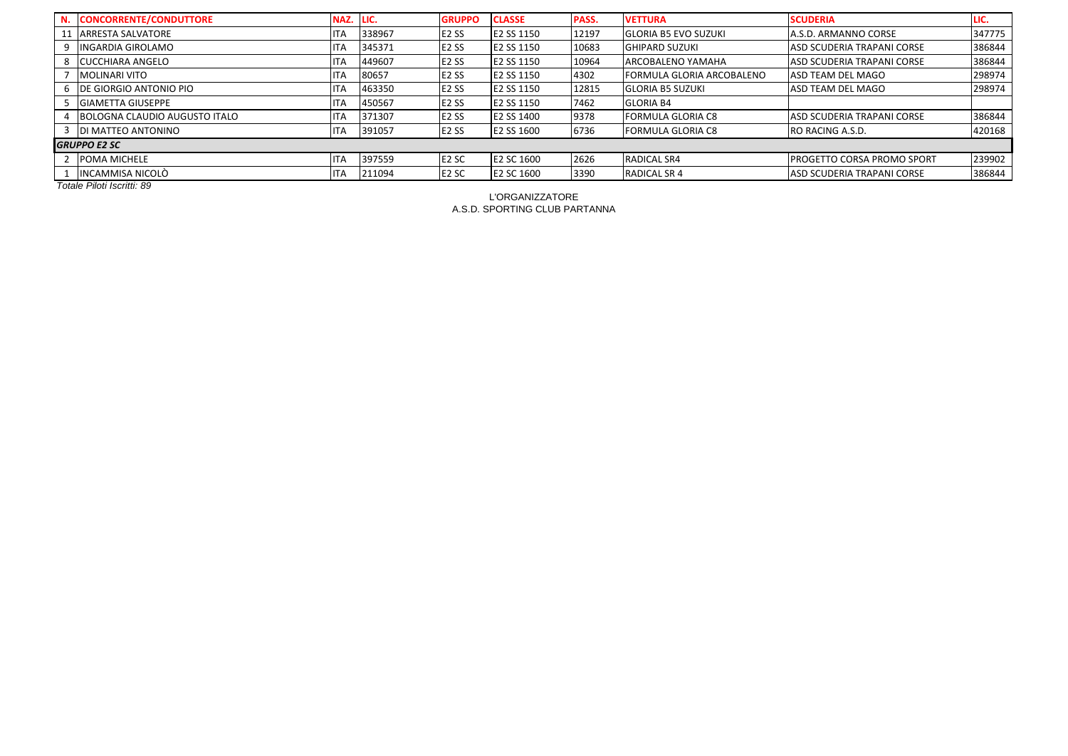| N. | CONCORRENTE/CONDUTTORE | NAZ. | LIC. | GRUPPO | CLASSE | PASS. | VETTURA | SCUDERIA | LIC. |
|---|---|---|---|---|---|---|---|---|---|
| 11 | ARRESTA SALVATORE | ITA | 338967 | E2 SS | E2 SS 1150 | 12197 | GLORIA B5 EVO SUZUKI | A.S.D. ARMANNO CORSE | 347775 |
| 9 | INGARDIA GIROLAMO | ITA | 345371 | E2 SS | E2 SS 1150 | 10683 | GHIPARD SUZUKI | ASD SCUDERIA TRAPANI CORSE | 386844 |
| 8 | CUCCHIARA ANGELO | ITA | 449607 | E2 SS | E2 SS 1150 | 10964 | ARCOBALENO YAMAHA | ASD SCUDERIA TRAPANI CORSE | 386844 |
| 7 | MOLINARI VITO | ITA | 80657 | E2 SS | E2 SS 1150 | 4302 | FORMULA GLORIA ARCOBALENO | ASD TEAM DEL MAGO | 298974 |
| 6 | DE GIORGIO ANTONIO PIO | ITA | 463350 | E2 SS | E2 SS 1150 | 12815 | GLORIA B5 SUZUKI | ASD TEAM DEL MAGO | 298974 |
| 5 | GIAMETTA GIUSEPPE | ITA | 450567 | E2 SS | E2 SS 1150 | 7462 | GLORIA B4 | | |
| 4 | BOLOGNA CLAUDIO AUGUSTO ITALO | ITA | 371307 | E2 SS | E2 SS 1400 | 9378 | FORMULA GLORIA C8 | ASD SCUDERIA TRAPANI CORSE | 386844 |
| 3 | DI MATTEO ANTONINO | ITA | 391057 | E2 SS | E2 SS 1600 | 6736 | FORMULA GLORIA C8 | RO RACING A.S.D. | 420168 |
| ***GRUPPO E2 SC*** | | | | | | | | | |
| 2 | POMA MICHELE | ITA | 397559 | E2 SC | E2 SC 1600 | 2626 | RADICAL SR4 | PROGETTO CORSA PROMO SPORT | 239902 |
| 1 | INCAMMISA NICOLÒ | ITA | 211094 | E2 SC | E2 SC 1600 | 3390 | RADICAL SR 4 | ASD SCUDERIA TRAPANI CORSE | 386844 |

*Totale Piloti Iscritti: 89*

L'ORGANIZZATORE
A.S.D. SPORTING CLUB PARTANNA